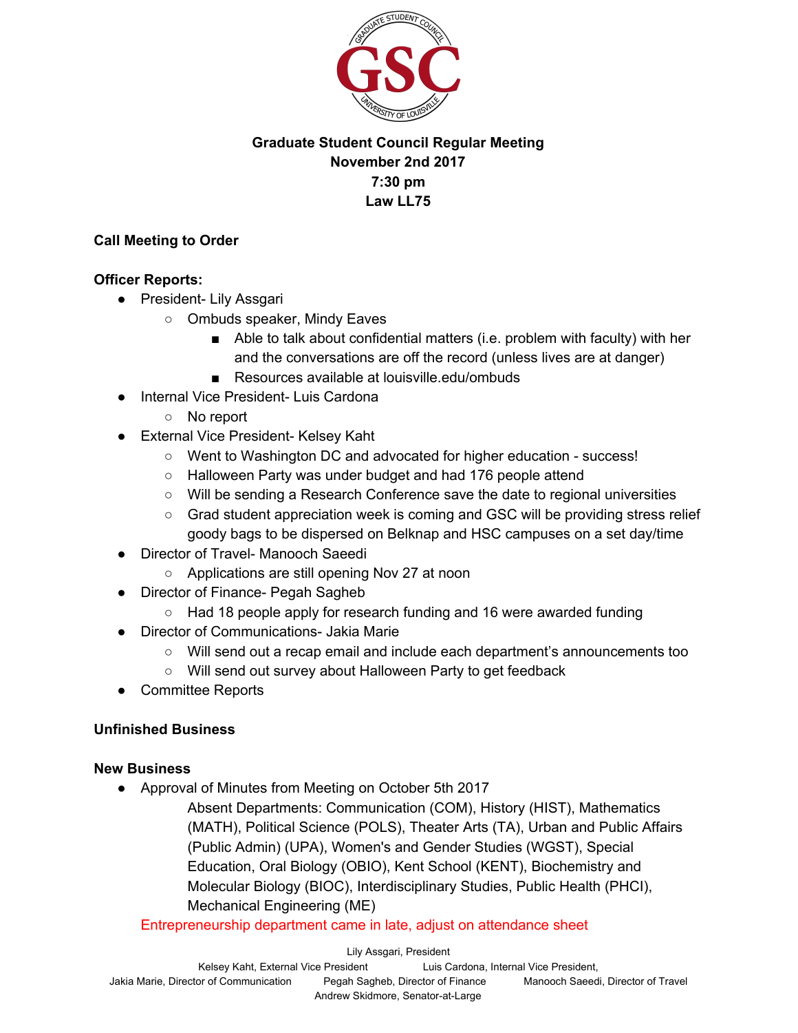**Graduate Student Council Regular Meeting**
**November 2nd 2017**
**7:30 pm**
**Law LL75**

**Call Meeting to Order**

**Officer Reports:**

- President- Lily Assgari
  - Ombuds speaker, Mindy Eaves
    - Able to talk about confidential matters (i.e. problem with faculty) with her and the conversations are off the record (unless lives are at danger)
    - Resources available at louisville.edu/ombuds
- Internal Vice President- Luis Cardona
  - No report
- External Vice President- Kelsey Kaht
  - Went to Washington DC and advocated for higher education - success!
  - Halloween Party was under budget and had 176 people attend
  - Will be sending a Research Conference save the date to regional universities
  - Grad student appreciation week is coming and GSC will be providing stress relief goody bags to be dispersed on Belknap and HSC campuses on a set day/time
- Director of Travel- Manooch Saeedi
  - Applications are still opening Nov 27 at noon
- Director of Finance- Pegah Sagheb
  - Had 18 people apply for research funding and 16 were awarded funding
- Director of Communications- Jakia Marie
  - Will send out a recap email and include each department's announcements too
  - Will send out survey about Halloween Party to get feedback
- Committee Reports

**Unfinished Business**

**New Business**

- Approval of Minutes from Meeting on October 5th 2017

  Absent Departments: Communication (COM), History (HIST), Mathematics (MATH), Political Science (POLS), Theater Arts (TA), Urban and Public Affairs (Public Admin) (UPA), Women's and Gender Studies (WGST), Special Education, Oral Biology (OBIO), Kent School (KENT), Biochemistry and Molecular Biology (BIOC), Interdisciplinary Studies, Public Health (PHCI), Mechanical Engineering (ME)

  Entrepreneurship department came in late, adjust on attendance sheet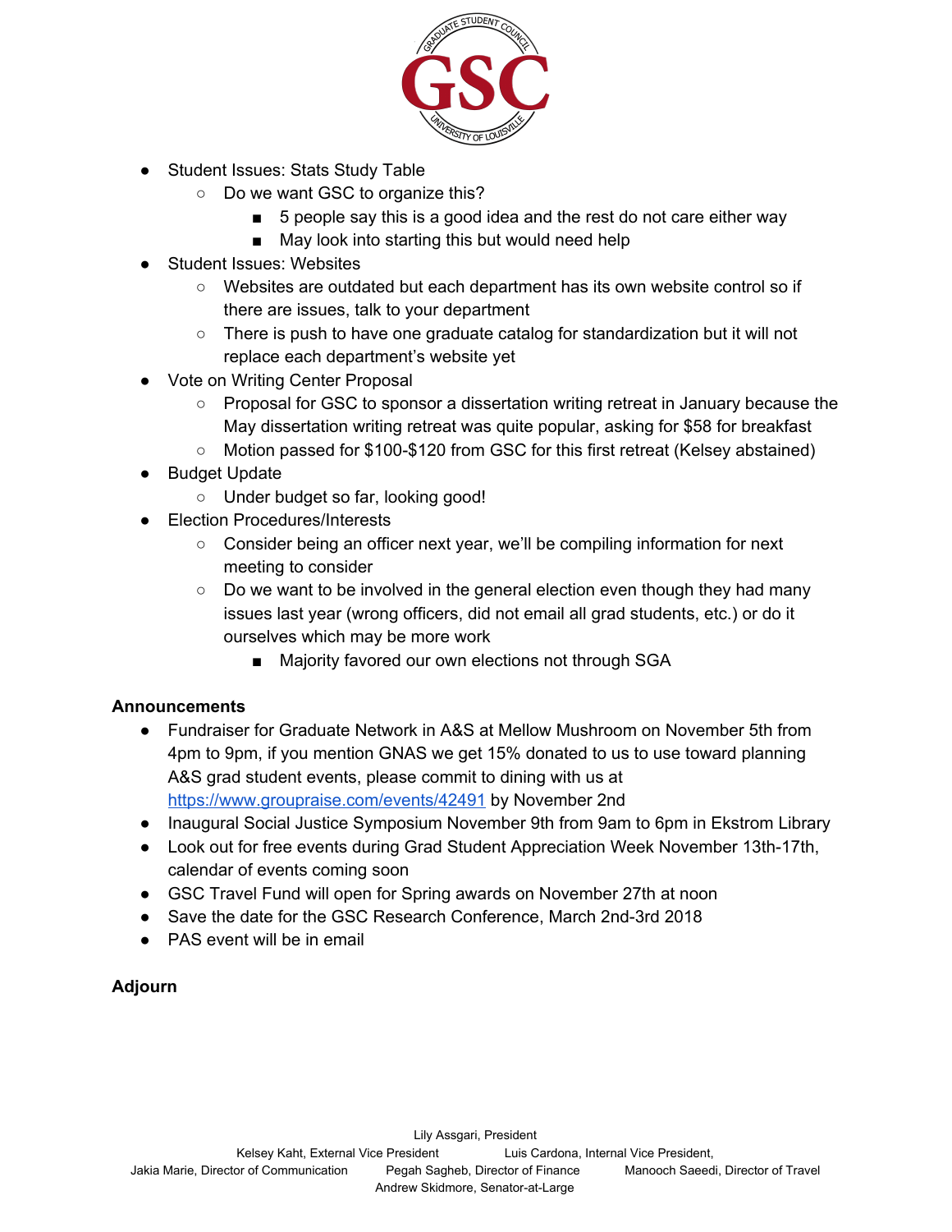- Student Issues: Stats Study Table
  - Do we want GSC to organize this?
    - 5 people say this is a good idea and the rest do not care either way
    - May look into starting this but would need help
- Student Issues: Websites
  - Websites are outdated but each department has its own website control so if there are issues, talk to your department
  - There is push to have one graduate catalog for standardization but it will not replace each department's website yet
- Vote on Writing Center Proposal
  - Proposal for GSC to sponsor a dissertation writing retreat in January because the May dissertation writing retreat was quite popular, asking for $58 for breakfast
  - Motion passed for $100-$120 from GSC for this first retreat (Kelsey abstained)
- Budget Update
  - Under budget so far, looking good!
- Election Procedures/Interests
  - Consider being an officer next year, we'll be compiling information for next meeting to consider
  - Do we want to be involved in the general election even though they had many issues last year (wrong officers, did not email all grad students, etc.) or do it ourselves which may be more work
    - Majority favored our own elections not through SGA

**Announcements**

- Fundraiser for Graduate Network in A&S at Mellow Mushroom on November 5th from 4pm to 9pm, if you mention GNAS we get 15% donated to us to use toward planning A&S grad student events, please commit to dining with us at https://www.groupraise.com/events/42491 by November 2nd
- Inaugural Social Justice Symposium November 9th from 9am to 6pm in Ekstrom Library
- Look out for free events during Grad Student Appreciation Week November 13th-17th, calendar of events coming soon
- GSC Travel Fund will open for Spring awards on November 27th at noon
- Save the date for the GSC Research Conference, March 2nd-3rd 2018
- PAS event will be in email

**Adjourn**

Lily Assgari, President
Kelsey Kaht, External Vice President Luis Cardona, Internal Vice President,
Jakia Marie, Director of Communication Pegah Sagheb, Director of Finance Manooch Saeedi, Director of Travel
Andrew Skidmore, Senator-at-Large